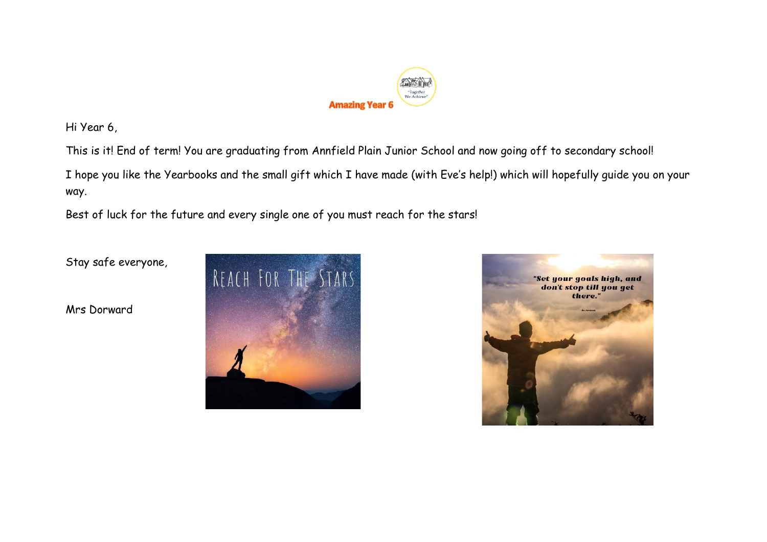**Amazing Year 6**

Hi Year 6,

This is it! End of term! You are graduating from Annfield Plain Junior School and now going off to secondary school!

I hope you like the Yearbooks and the small gift which I have made (with Eve's help!) which will hopefully guide you on your way.

Best of luck for the future and every single one of you must reach for the stars!

Stay safe everyone,

Mrs Dorward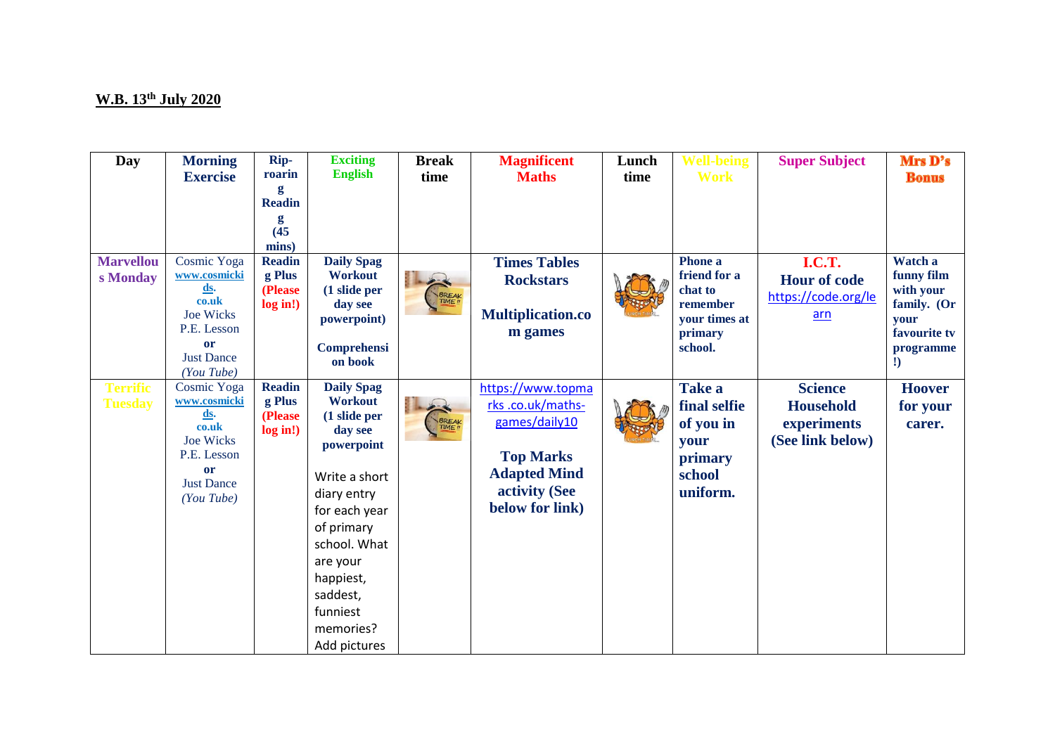**W.B. 13th July 2020**

| Day | Morning Exercise | Rip-roaring Reading (45 mins) | Exciting English | Break time | Magnificent Maths | Lunch time | Well-being Work | Super Subject | Mrs D's Bonus |
|---|---|---|---|---|---|---|---|---|---|
| **Marvellous Monday** | Cosmic Yoga www.cosmickids.co.uk Joe Wicks P.E. Lesson **or** Just Dance *(You Tube)* | **Reading Plus (Please log in!)** | **Daily Spag Workout (1 slide per day see powerpoint)** **Comprehension book** | | **Times Tables Rockstars** **Multiplication.com games** | | **Phone a friend for a chat to remember your times at primary school.** | **I.C.T.** **Hour of code** https://code.org/learn | **Watch a funny film with your family. (Or your favourite tv programme!)** |
| **Terrific Tuesday** | Cosmic Yoga www.cosmickids.co.uk Joe Wicks P.E. Lesson **or** Just Dance *(You Tube)* | **Reading Plus (Please log in!)** | **Daily Spag Workout (1 slide per day see powerpoint** Write a short diary entry for each year of primary school. What are your happiest, saddest, funniest memories? Add pictures | | https://www.topmarks.co.uk/maths-games/daily10 **Top Marks Adapted Mind activity (See below for link)** | | **Take a final selfie of you in your primary school uniform.** | **Science Household experiments (See link below)** | **Hoover for your carer.** |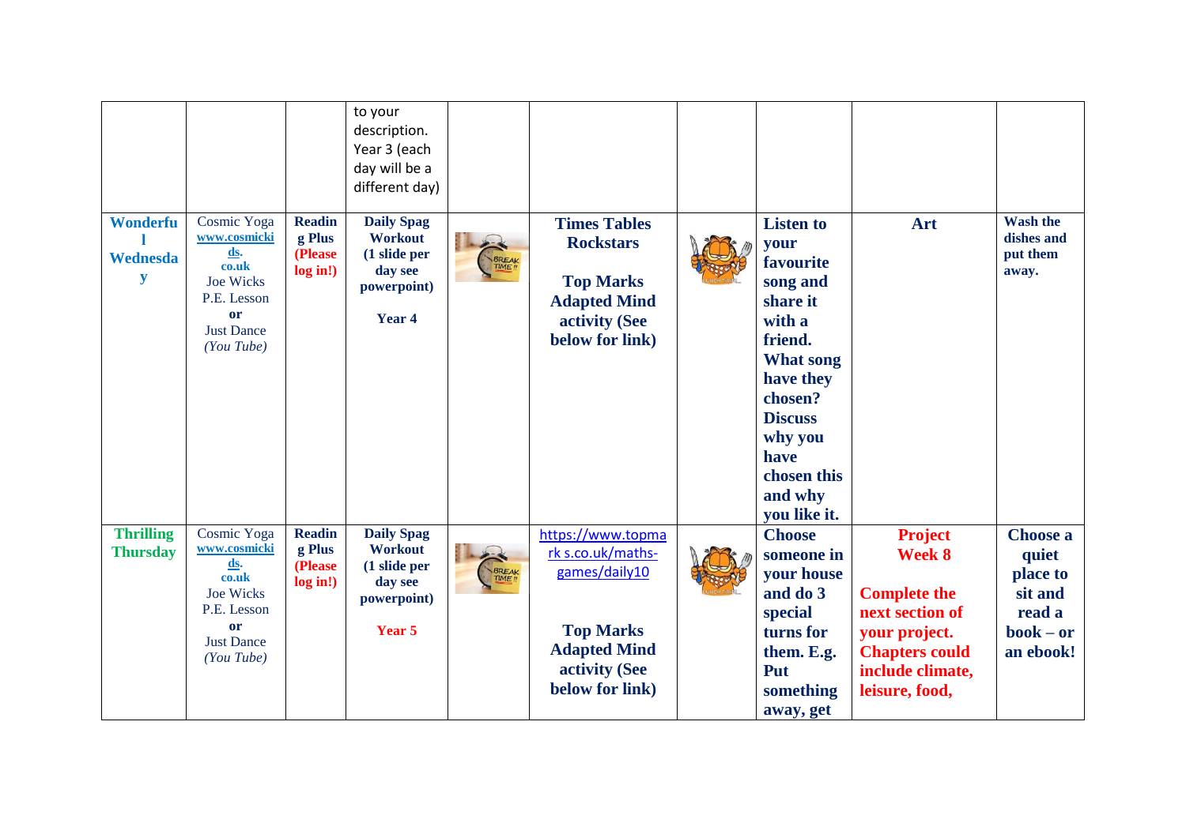| | | | | | | | | | |
|---|---|---|---|---|---|---|---|---|---|
| | | | to your description. Year 3 (each day will be a different day) | | | | | | |
| **Wonderful Wednesday** | Cosmic Yoga **www.cosmickids.co.uk** Joe Wicks P.E. Lesson **or** Just Dance *(You Tube)* | **Reading Plus (Please log in!)** | **Daily Spag Workout (1 slide per day see powerpoint)** **Year 4** | | **Times Tables Rockstars** **Top Marks Adapted Mind activity (See below for link)** | | **Listen to your favourite song and share it with a friend. What song have they chosen? Discuss why you have chosen this and why you like it.** | **Art** | **Wash the dishes and put them away.** |
| **Thrilling Thursday** | Cosmic Yoga **www.cosmickids.co.uk** Joe Wicks P.E. Lesson **or** Just Dance *(You Tube)* | **Reading Plus (Please log in!)** | **Daily Spag Workout (1 slide per day see powerpoint)** **Year 5** | | https://www.topmarks.co.uk/maths-games/daily10 **Top Marks Adapted Mind activity (See below for link)** | | **Choose someone in your house and do 3 special turns for them. E.g. Put something away, get** | **Project Week 8** **Complete the next section of your project. Chapters could include climate, leisure, food,** | **Choose a quiet place to sit and read a book – or an ebook!** |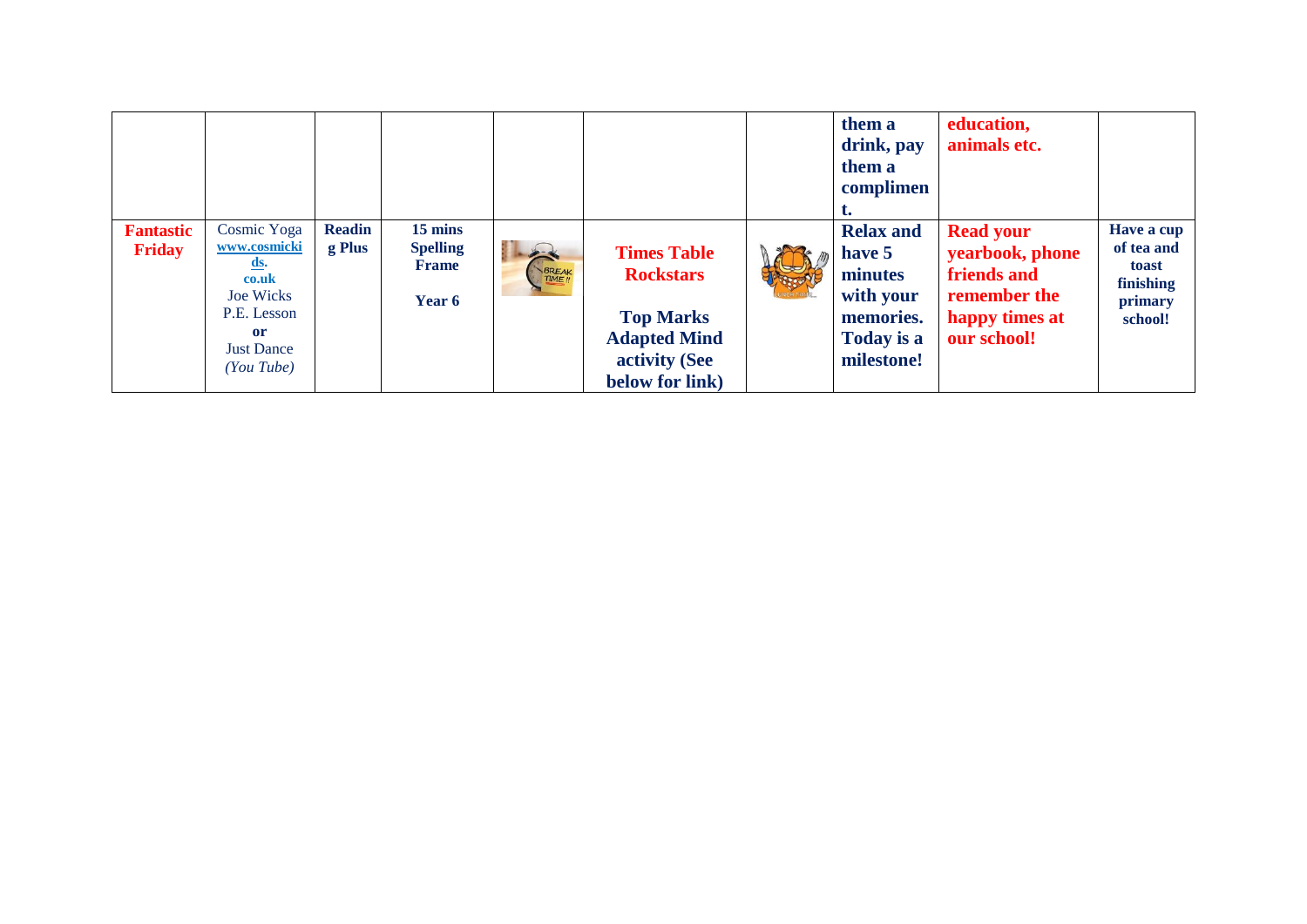| | | | | | | | | | |
|---|---|---|---|---|---|---|---|---|---|
| | | | | | | | **them a drink, pay them a compliment.** | **education, animals etc.** | |
| **Fantastic Friday** | Cosmic Yoga **www.cosmickids.co.uk** Joe Wicks P.E. Lesson **or** Just Dance *(You Tube)* | **Reading Plus** | **15 mins Spelling Frame Year 6** | | **Times Table Rockstars** **Top Marks Adapted Mind activity (See below for link)** | | **Relax and have 5 minutes with your memories. Today is a milestone!** | **Read your yearbook, phone friends and remember the happy times at our school!** | **Have a cup of tea and toast finishing primary school!** |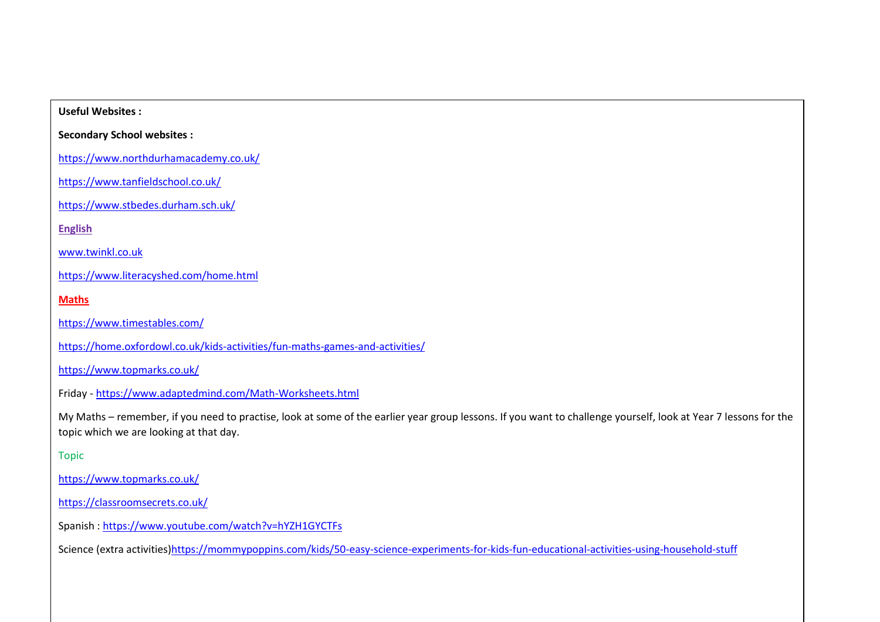**Useful Websites :**

**Secondary School websites :**

https://www.northdurhamacademy.co.uk/

https://www.tanfieldschool.co.uk/

https://www.stbedes.durham.sch.uk/

**English**

www.twinkl.co.uk

https://www.literacyshed.com/home.html

**Maths**

https://www.timestables.com/

https://home.oxfordowl.co.uk/kids-activities/fun-maths-games-and-activities/

https://www.topmarks.co.uk/

Friday - https://www.adaptedmind.com/Math-Worksheets.html

My Maths – remember, if you need to practise, look at some of the earlier year group lessons. If you want to challenge yourself, look at Year 7 lessons for the topic which we are looking at that day.

Topic

https://www.topmarks.co.uk/

https://classroomsecrets.co.uk/

Spanish : https://www.youtube.com/watch?v=hYZH1GYCTFs

Science (extra activities)https://mommypoppins.com/kids/50-easy-science-experiments-for-kids-fun-educational-activities-using-household-stuff